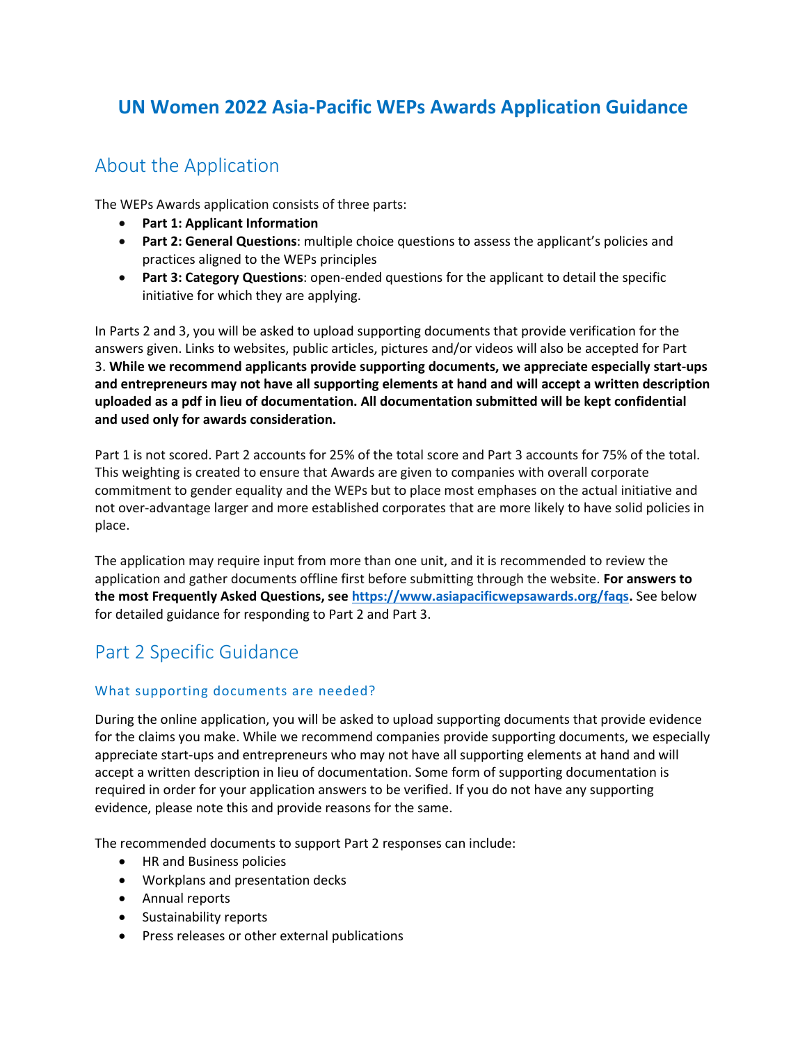# UN Women 2022 Asia-Pacific WEPs Awards Application Guidance

## About the Application

The WEPs Awards application consists of three parts:

- **Part 1: Applicant Information**
- **Part 2: General Questions**: multiple choice questions to assess the applicant's policies and practices aligned to the WEPs principles
- **Part 3: Category Questions**: open-ended questions for the applicant to detail the specific initiative for which they are applying.

In Parts 2 and 3, you will be asked to upload supporting documents that provide verification for the answers given. Links to websites, public articles, pictures and/or videos will also be accepted for Part 3. **While we recommend applicants provide supporting documents, we appreciate especially start-ups and entrepreneurs may not have all supporting elements at hand and will accept a written description uploaded as a pdf in lieu of documentation. All documentation submitted will be kept confidential and used only for awards consideration.**

Part 1 is not scored. Part 2 accounts for 25% of the total score and Part 3 accounts for 75% of the total. This weighting is created to ensure that Awards are given to companies with overall corporate commitment to gender equality and the WEPs but to place most emphases on the actual initiative and not over-advantage larger and more established corporates that are more likely to have solid policies in place.

The application may require input from more than one unit, and it is recommended to review the application and gather documents offline first before submitting through the website. **For answers to the most Frequently Asked Questions, see [https://www.asiapacificwepsawards.org/faqs](https://www.asiapacificwepsawards.org/faqs).** See below for detailed guidance for responding to Part 2 and Part 3.

## Part 2 Specific Guidance

### What supporting documents are needed?

During the online application, you will be asked to upload supporting documents that provide evidence for the claims you make. While we recommend companies provide supporting documents, we especially appreciate start-ups and entrepreneurs who may not have all supporting elements at hand and will accept a written description in lieu of documentation. Some form of supporting documentation is required in order for your application answers to be verified. If you do not have any supporting evidence, please note this and provide reasons for the same.

The recommended documents to support Part 2 responses can include:

- HR and Business policies
- Workplans and presentation decks
- Annual reports
- Sustainability reports
- Press releases or other external publications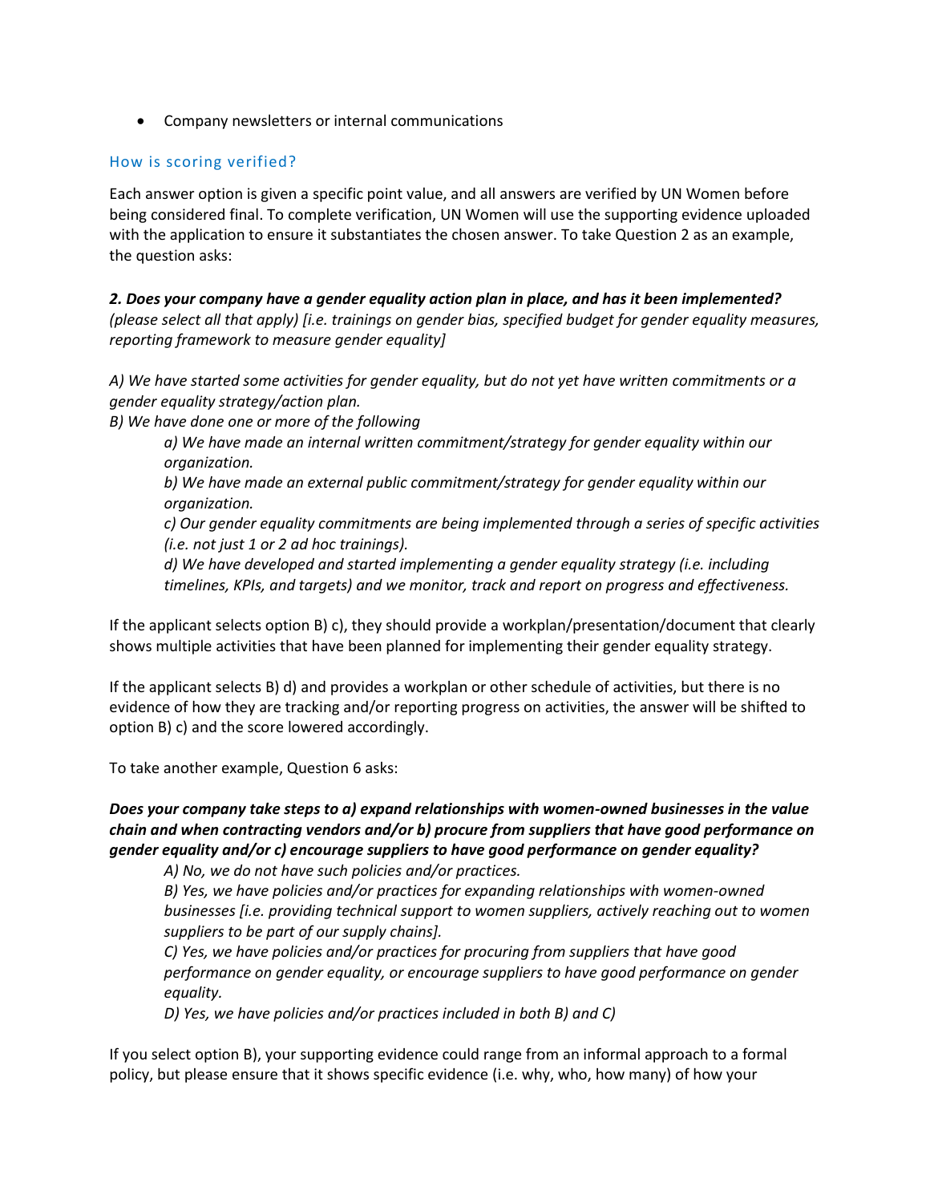- Company newsletters or internal communications

## How is scoring verified?

Each answer option is given a specific point value, and all answers are verified by UN Women before being considered final. To complete verification, UN Women will use the supporting evidence uploaded with the application to ensure it substantiates the chosen answer. To take Question 2 as an example, the question asks:

***2. Does your company have a gender equality action plan in place, and has it been implemented?*** *(please select all that apply) [i.e. trainings on gender bias, specified budget for gender equality measures, reporting framework to measure gender equality]*

*A) We have started some activities for gender equality, but do not yet have written commitments or a gender equality strategy/action plan.*
*B) We have done one or more of the following*

> *a) We have made an internal written commitment/strategy for gender equality within our organization.*
> *b) We have made an external public commitment/strategy for gender equality within our organization.*
> *c) Our gender equality commitments are being implemented through a series of specific activities (i.e. not just 1 or 2 ad hoc trainings).*
> *d) We have developed and started implementing a gender equality strategy (i.e. including timelines, KPIs, and targets) and we monitor, track and report on progress and effectiveness.*

If the applicant selects option B) c), they should provide a workplan/presentation/document that clearly shows multiple activities that have been planned for implementing their gender equality strategy.

If the applicant selects B) d) and provides a workplan or other schedule of activities, but there is no evidence of how they are tracking and/or reporting progress on activities, the answer will be shifted to option B) c) and the score lowered accordingly.

To take another example, Question 6 asks:

***Does your company take steps to a) expand relationships with women-owned businesses in the value chain and when contracting vendors and/or b) procure from suppliers that have good performance on gender equality and/or c) encourage suppliers to have good performance on gender equality?***

> *A) No, we do not have such policies and/or practices.*
> *B) Yes, we have policies and/or practices for expanding relationships with women-owned businesses [i.e. providing technical support to women suppliers, actively reaching out to women suppliers to be part of our supply chains].*
> *C) Yes, we have policies and/or practices for procuring from suppliers that have good performance on gender equality, or encourage suppliers to have good performance on gender equality.*
> *D) Yes, we have policies and/or practices included in both B) and C)*

If you select option B), your supporting evidence could range from an informal approach to a formal policy, but please ensure that it shows specific evidence (i.e. why, who, how many) of how your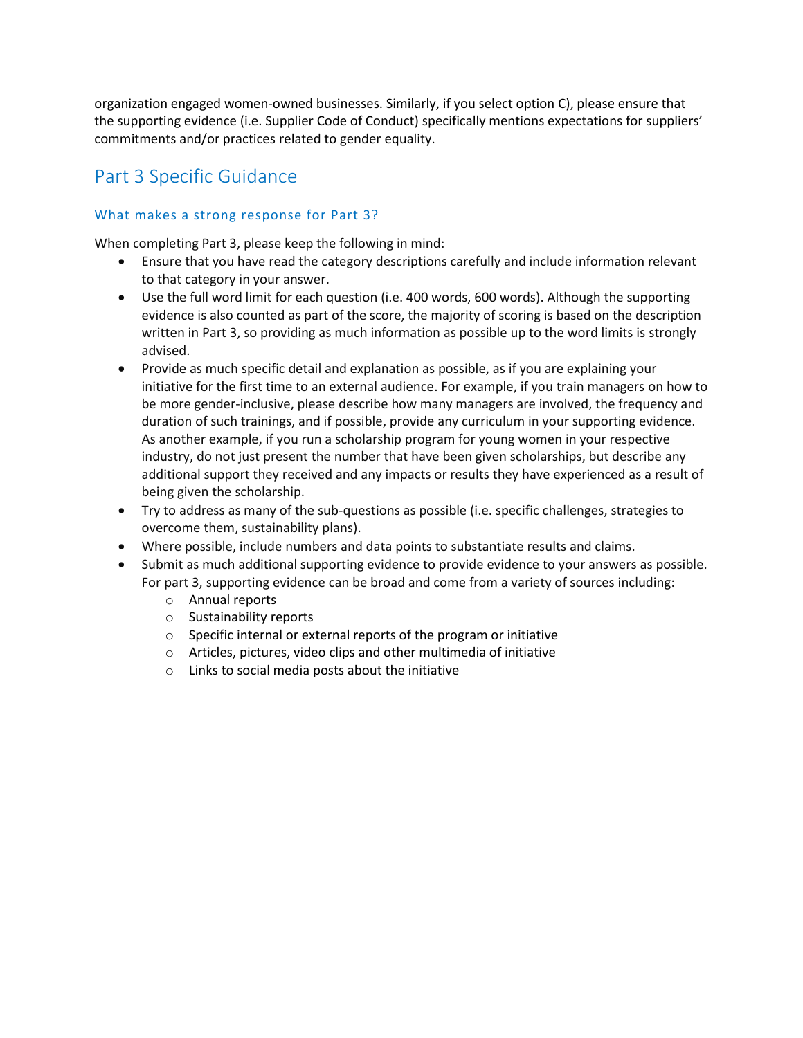organization engaged women-owned businesses. Similarly, if you select option C), please ensure that the supporting evidence (i.e. Supplier Code of Conduct) specifically mentions expectations for suppliers' commitments and/or practices related to gender equality.

## Part 3 Specific Guidance

### What makes a strong response for Part 3?

When completing Part 3, please keep the following in mind:

- Ensure that you have read the category descriptions carefully and include information relevant to that category in your answer.
- Use the full word limit for each question (i.e. 400 words, 600 words). Although the supporting evidence is also counted as part of the score, the majority of scoring is based on the description written in Part 3, so providing as much information as possible up to the word limits is strongly advised.
- Provide as much specific detail and explanation as possible, as if you are explaining your initiative for the first time to an external audience. For example, if you train managers on how to be more gender-inclusive, please describe how many managers are involved, the frequency and duration of such trainings, and if possible, provide any curriculum in your supporting evidence. As another example, if you run a scholarship program for young women in your respective industry, do not just present the number that have been given scholarships, but describe any additional support they received and any impacts or results they have experienced as a result of being given the scholarship.
- Try to address as many of the sub-questions as possible (i.e. specific challenges, strategies to overcome them, sustainability plans).
- Where possible, include numbers and data points to substantiate results and claims.
- Submit as much additional supporting evidence to provide evidence to your answers as possible. For part 3, supporting evidence can be broad and come from a variety of sources including:
  - Annual reports
  - Sustainability reports
  - Specific internal or external reports of the program or initiative
  - Articles, pictures, video clips and other multimedia of initiative
  - Links to social media posts about the initiative